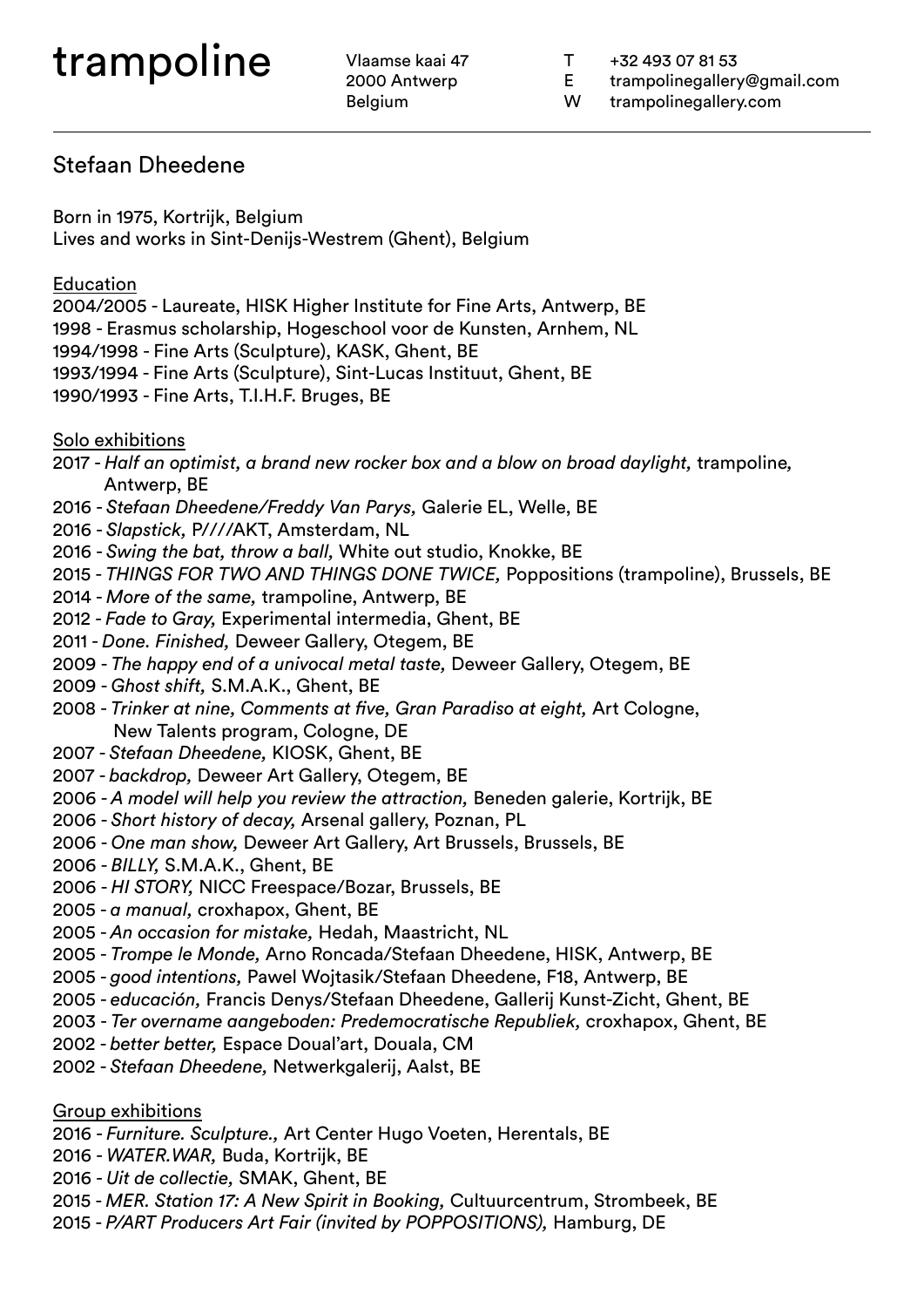# trampoline

Vlaamse kaai 47
2000 Antwerp
Belgium

T +32 493 07 81 53
E trampolinegallery@gmail.com
W trampolinegallery.com

## Stefaan Dheedene

Born in 1975, Kortrijk, Belgium
Lives and works in Sint-Denijs-Westrem (Ghent), Belgium

### Education

2004/2005 - Laureate, HISK Higher Institute for Fine Arts, Antwerp, BE
1998 - Erasmus scholarship, Hogeschool voor de Kunsten, Arnhem, NL
1994/1998 - Fine Arts (Sculpture), KASK, Ghent, BE
1993/1994 - Fine Arts (Sculpture), Sint-Lucas Instituut, Ghent, BE
1990/1993 - Fine Arts, T.I.H.F. Bruges, BE

### Solo exhibitions

2017 - *Half an optimist, a brand new rocker box and a blow on broad daylight,* trampoline, Antwerp, BE
2016 - *Stefaan Dheedene/Freddy Van Parys,* Galerie EL, Welle, BE
2016 - *Slapstick,* P////AKT, Amsterdam, NL
2016 - *Swing the bat, throw a ball,* White out studio, Knokke, BE
2015 - *THINGS FOR TWO AND THINGS DONE TWICE,* Poppositions (trampoline), Brussels, BE
2014 - *More of the same,* trampoline, Antwerp, BE
2012 - *Fade to Gray,* Experimental intermedia, Ghent, BE
2011 - *Done. Finished,* Deweer Gallery, Otegem, BE
2009 - *The happy end of a univocal metal taste,* Deweer Gallery, Otegem, BE
2009 - *Ghost shift,* S.M.A.K., Ghent, BE
2008 - *Trinker at nine, Comments at five, Gran Paradiso at eight,* Art Cologne, New Talents program, Cologne, DE
2007 - *Stefaan Dheedene,* KIOSK, Ghent, BE
2007 - *backdrop,* Deweer Art Gallery, Otegem, BE
2006 - *A model will help you review the attraction,* Beneden galerie, Kortrijk, BE
2006 - *Short history of decay,* Arsenal gallery, Poznan, PL
2006 - *One man show,* Deweer Art Gallery, Art Brussels, Brussels, BE
2006 - *BILLY,* S.M.A.K., Ghent, BE
2006 - *HI STORY,* NICC Freespace/Bozar, Brussels, BE
2005 - *a manual,* croxhapox, Ghent, BE
2005 - *An occasion for mistake,* Hedah, Maastricht, NL
2005 - *Trompe le Monde,* Arno Roncada/Stefaan Dheedene, HISK, Antwerp, BE
2005 - *good intentions,* Pawel Wojtasik/Stefaan Dheedene, F18, Antwerp, BE
2005 - *educación,* Francis Denys/Stefaan Dheedene, Gallerij Kunst-Zicht, Ghent, BE
2003 - *Ter overname aangeboden: Predemocratische Republiek,* croxhapox, Ghent, BE
2002 - *better better,* Espace Doual'art, Douala, CM
2002 - *Stefaan Dheedene,* Netwerkgalerij, Aalst, BE

### Group exhibitions

2016 - *Furniture. Sculpture.,* Art Center Hugo Voeten, Herentals, BE
2016 - *WATER.WAR,* Buda, Kortrijk, BE
2016 - *Uit de collectie,* SMAK, Ghent, BE
2015 - *MER. Station 17: A New Spirit in Booking,* Cultuurcentrum, Strombeek, BE
2015 - *P/ART Producers Art Fair (invited by POPPOSITIONS),* Hamburg, DE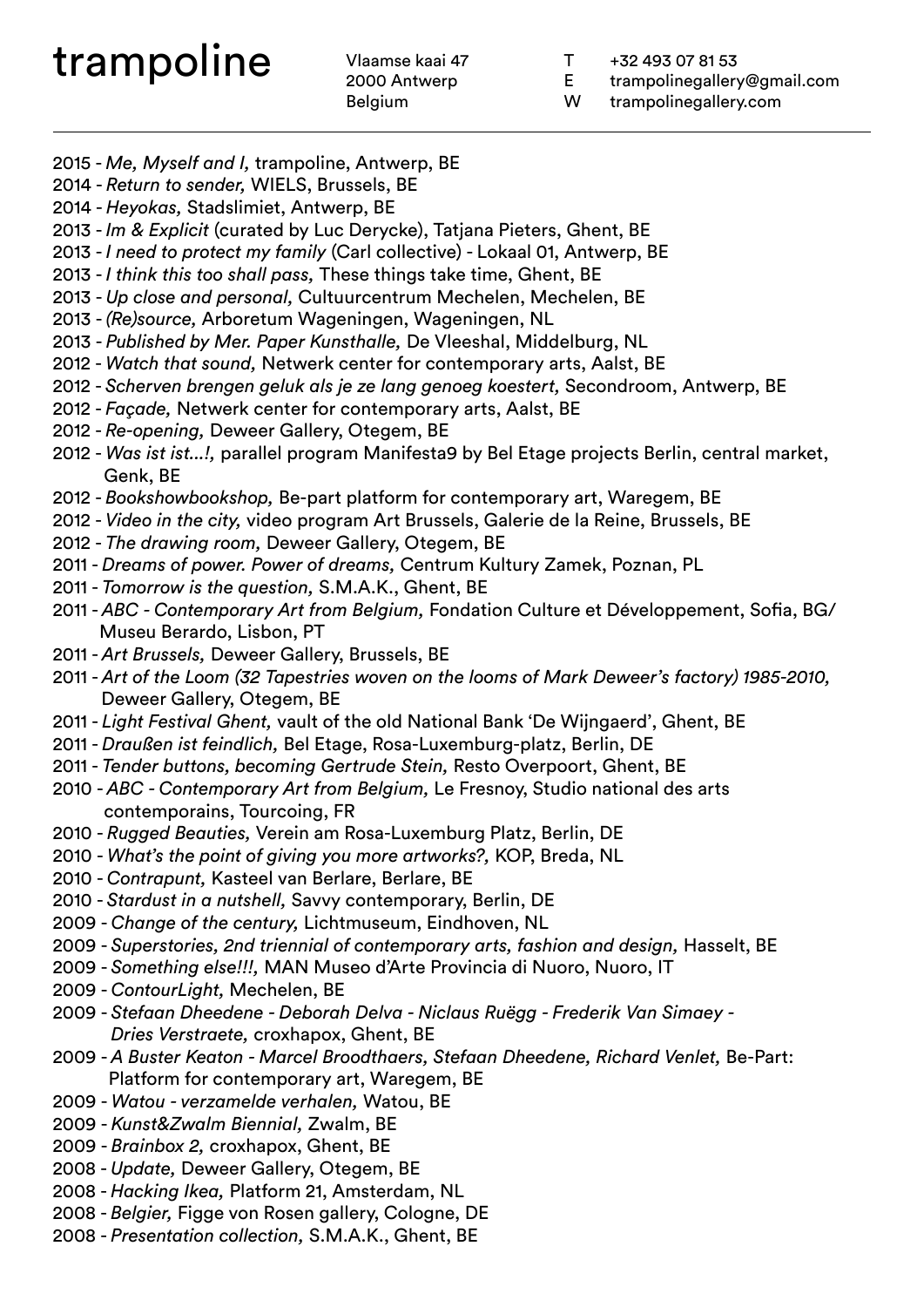# trampoline

Vlaamse kaai 47
2000 Antwerp
Belgium

T +32 493 07 81 53
E trampolinegallery@gmail.com
W trampolinegallery.com

---

2015 - *Me, Myself and I,* trampoline, Antwerp, BE
2014 - *Return to sender,* WIELS, Brussels, BE
2014 - *Heyokas,* Stadslimiet, Antwerp, BE
2013 - *Im & Explicit* (curated by Luc Derycke), Tatjana Pieters, Ghent, BE
2013 - *I need to protect my family* (Carl collective) - Lokaal 01, Antwerp, BE
2013 - *I think this too shall pass,* These things take time, Ghent, BE
2013 - *Up close and personal,* Cultuurcentrum Mechelen, Mechelen, BE
2013 - *(Re)source,* Arboretum Wageningen, Wageningen, NL
2013 - *Published by Mer. Paper Kunsthalle,* De Vleeshal, Middelburg, NL
2012 - *Watch that sound,* Netwerk center for contemporary arts, Aalst, BE
2012 - *Scherven brengen geluk als je ze lang genoeg koestert,* Secondroom, Antwerp, BE
2012 - *Façade,* Netwerk center for contemporary arts, Aalst, BE
2012 - *Re-opening,* Deweer Gallery, Otegem, BE
2012 - *Was ist ist...!,* parallel program Manifesta9 by Bel Etage projects Berlin, central market, Genk, BE
2012 - *Bookshowbookshop,* Be-part platform for contemporary art, Waregem, BE
2012 - *Video in the city,* video program Art Brussels, Galerie de la Reine, Brussels, BE
2012 - *The drawing room,* Deweer Gallery, Otegem, BE
2011 - *Dreams of power. Power of dreams,* Centrum Kultury Zamek, Poznan, PL
2011 - *Tomorrow is the question,* S.M.A.K., Ghent, BE
2011 - *ABC - Contemporary Art from Belgium,* Fondation Culture et Développement, Sofia, BG/ Museu Berardo, Lisbon, PT
2011 - *Art Brussels,* Deweer Gallery, Brussels, BE
2011 - *Art of the Loom (32 Tapestries woven on the looms of Mark Deweer's factory) 1985-2010,* Deweer Gallery, Otegem, BE
2011 - *Light Festival Ghent,* vault of the old National Bank 'De Wijngaerd', Ghent, BE
2011 - *Draußen ist feindlich,* Bel Etage, Rosa-Luxemburg-platz, Berlin, DE
2011 - *Tender buttons, becoming Gertrude Stein,* Resto Overpoort, Ghent, BE
2010 - *ABC - Contemporary Art from Belgium,* Le Fresnoy, Studio national des arts contemporains, Tourcoing, FR
2010 - *Rugged Beauties,* Verein am Rosa-Luxemburg Platz, Berlin, DE
2010 - *What's the point of giving you more artworks?,* KOP, Breda, NL
2010 - *Contrapunt,* Kasteel van Berlare, Berlare, BE
2010 - *Stardust in a nutshell,* Savvy contemporary, Berlin, DE
2009 - *Change of the century,* Lichtmuseum, Eindhoven, NL
2009 - *Superstories, 2nd triennial of contemporary arts, fashion and design,* Hasselt, BE
2009 - *Something else!!!,* MAN Museo d'Arte Provincia di Nuoro, Nuoro, IT
2009 - *ContourLight,* Mechelen, BE
2009 - *Stefaan Dheedene - Deborah Delva - Niclaus Ruëgg - Frederik Van Simaey - Dries Verstraete,* croxhapox, Ghent, BE
2009 - *A Buster Keaton - Marcel Broodthaers, Stefaan Dheedene, Richard Venlet,* Be-Part: Platform for contemporary art, Waregem, BE
2009 - *Watou - verzamelde verhalen,* Watou, BE
2009 - *Kunst&Zwalm Biennial,* Zwalm, BE
2009 - *Brainbox 2,* croxhapox, Ghent, BE
2008 - *Update,* Deweer Gallery, Otegem, BE
2008 - *Hacking Ikea,* Platform 21, Amsterdam, NL
2008 - *Belgier,* Figge von Rosen gallery, Cologne, DE
2008 - *Presentation collection,* S.M.A.K., Ghent, BE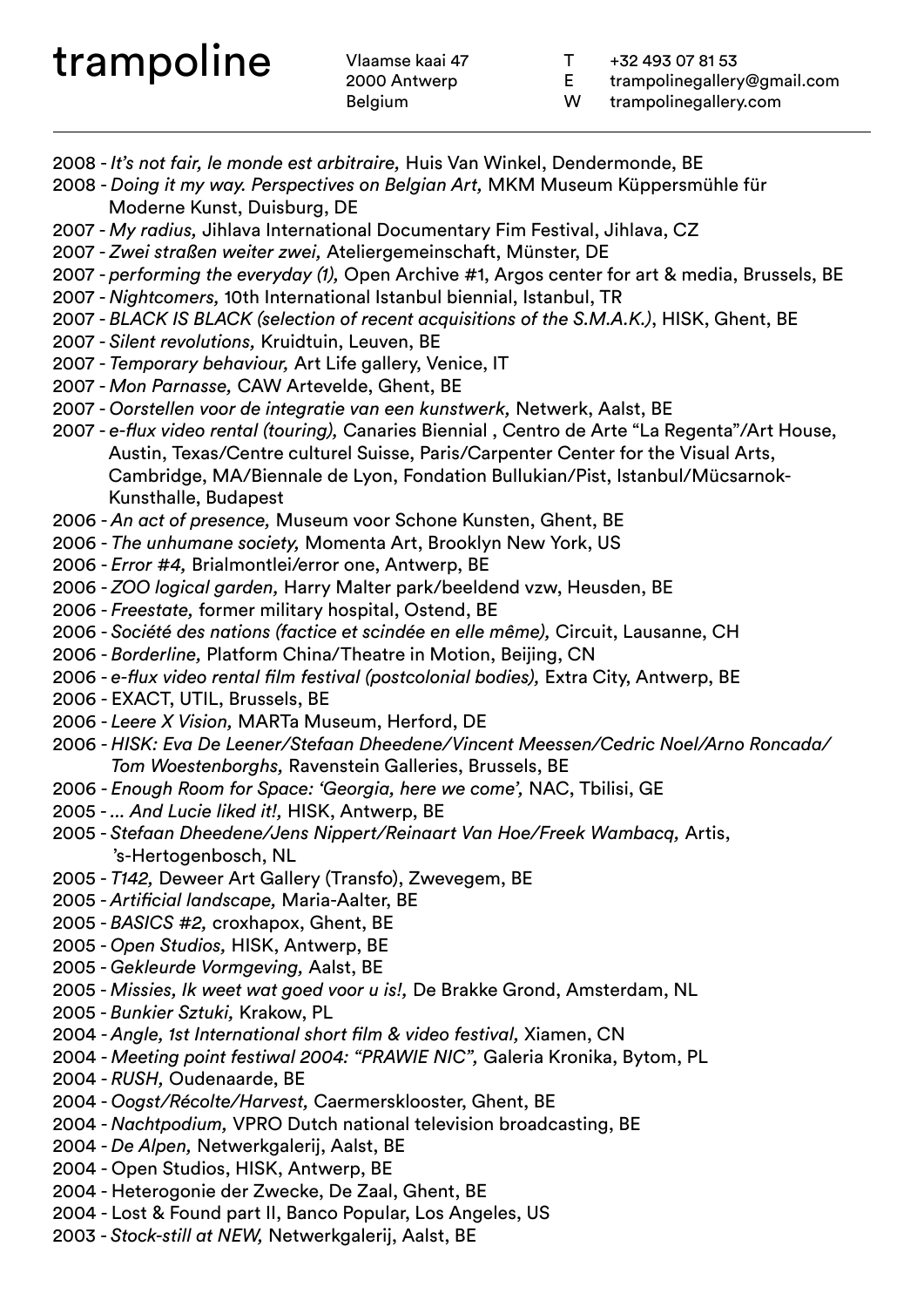trampoline

Vlaamse kaai 47
2000 Antwerp
Belgium

T +32 493 07 81 53
E trampolinegallery@gmail.com
W trampolinegallery.com

---

2008 - *It's not fair, le monde est arbitraire,* Huis Van Winkel, Dendermonde, BE
2008 - *Doing it my way. Perspectives on Belgian Art,* MKM Museum Küppersmühle für Moderne Kunst, Duisburg, DE
2007 - *My radius,* Jihlava International Documentary Fim Festival, Jihlava, CZ
2007 - *Zwei straßen weiter zwei,* Ateliergemeinschaft, Münster, DE
2007 - *performing the everyday (1),* Open Archive #1, Argos center for art & media, Brussels, BE
2007 - *Nightcomers,* 10th International Istanbul biennial, Istanbul, TR
2007 - *BLACK IS BLACK (selection of recent acquisitions of the S.M.A.K.)*, HISK, Ghent, BE
2007 - *Silent revolutions,* Kruidtuin, Leuven, BE
2007 - *Temporary behaviour,* Art Life gallery, Venice, IT
2007 - *Mon Parnasse,* CAW Artevelde, Ghent, BE
2007 - *Oorstellen voor de integratie van een kunstwerk,* Netwerk, Aalst, BE
2007 - *e-flux video rental (touring),* Canaries Biennial , Centro de Arte "La Regenta"/Art House, Austin, Texas/Centre culturel Suisse, Paris/Carpenter Center for the Visual Arts, Cambridge, MA/Biennale de Lyon, Fondation Bullukian/Pist, Istanbul/Mücsarnok-Kunsthalle, Budapest
2006 - *An act of presence,* Museum voor Schone Kunsten, Ghent, BE
2006 - *The unhumane society,* Momenta Art, Brooklyn New York, US
2006 - *Error #4,* Brialmontlei/error one, Antwerp, BE
2006 - *ZOO logical garden,* Harry Malter park/beeldend vzw, Heusden, BE
2006 - *Freestate,* former military hospital, Ostend, BE
2006 - *Société des nations (factice et scindée en elle même),* Circuit, Lausanne, CH
2006 - *Borderline,* Platform China/Theatre in Motion, Beijing, CN
2006 - *e-flux video rental film festival (postcolonial bodies),* Extra City, Antwerp, BE
2006 - EXACT, UTIL, Brussels, BE
2006 - *Leere X Vision,* MARTa Museum, Herford, DE
2006 - *HISK: Eva De Leener/Stefaan Dheedene/Vincent Meessen/Cedric Noel/Arno Roncada/Tom Woestenborghs,* Ravenstein Galleries, Brussels, BE
2006 - *Enough Room for Space: 'Georgia, here we come',* NAC, Tbilisi, GE
2005 - *... And Lucie liked it!,* HISK, Antwerp, BE
2005 - *Stefaan Dheedene/Jens Nippert/Reinaart Van Hoe/Freek Wambacq,* Artis, 's-Hertogenbosch, NL
2005 - *T142,* Deweer Art Gallery (Transfo), Zwevegem, BE
2005 - *Artificial landscape,* Maria-Aalter, BE
2005 - *BASICS #2,* croxhapox, Ghent, BE
2005 - *Open Studios,* HISK, Antwerp, BE
2005 - *Gekleurde Vormgeving,* Aalst, BE
2005 - *Missies, Ik weet wat goed voor u is!,* De Brakke Grond, Amsterdam, NL
2005 - *Bunkier Sztuki,* Krakow, PL
2004 - *Angle, 1st International short film & video festival,* Xiamen, CN
2004 - *Meeting point festiwal 2004: "PRAWIE NIC",* Galeria Kronika, Bytom, PL
2004 - *RUSH,* Oudenaarde, BE
2004 - *Oogst/Récolte/Harvest,* Caermersklooster, Ghent, BE
2004 - *Nachtpodium,* VPRO Dutch national television broadcasting, BE
2004 - *De Alpen,* Netwerkgalerij, Aalst, BE
2004 - Open Studios, HISK, Antwerp, BE
2004 - Heterogonie der Zwecke, De Zaal, Ghent, BE
2004 - Lost & Found part II, Banco Popular, Los Angeles, US
2003 - *Stock-still at NEW,* Netwerkgalerij, Aalst, BE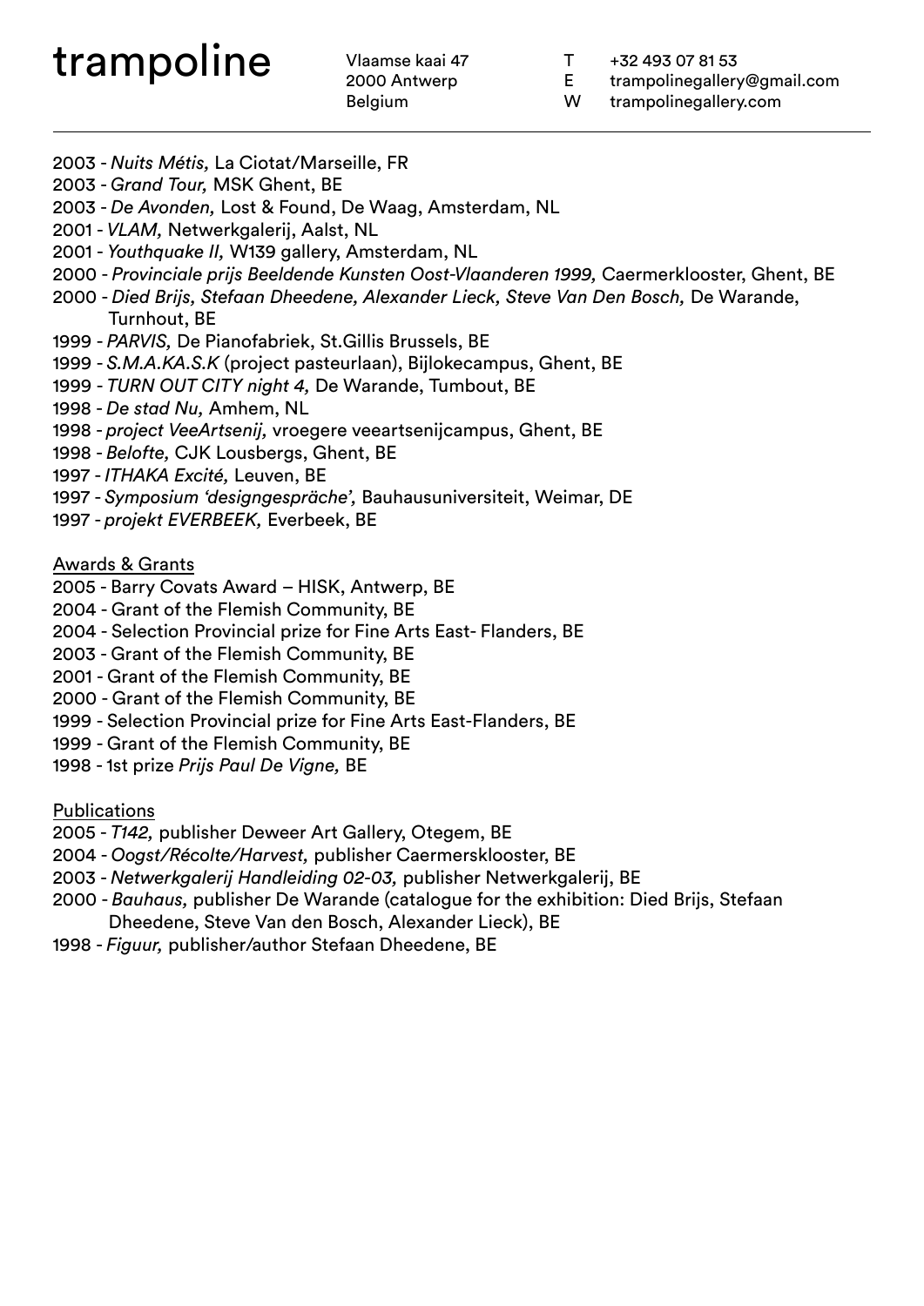trampoline

Vlaamse kaai 47
2000 Antwerp
Belgium

T +32 493 07 81 53
E trampolinegallery@gmail.com
W trampolinegallery.com

---

2003 - *Nuits Métis,* La Ciotat/Marseille, FR
2003 - *Grand Tour,* MSK Ghent, BE
2003 - *De Avonden,* Lost & Found, De Waag, Amsterdam, NL
2001 - *VLAM,* Netwerkgalerij, Aalst, NL
2001 - *Youthquake II,* W139 gallery, Amsterdam, NL
2000 - *Provinciale prijs Beeldende Kunsten Oost-Vlaanderen 1999,* Caermerklooster, Ghent, BE
2000 - *Died Brijs, Stefaan Dheedene, Alexander Lieck, Steve Van Den Bosch,* De Warande, Turnhout, BE
1999 - *PARVIS,* De Pianofabriek, St.Gillis Brussels, BE
1999 - *S.M.A.KA.S.K* (project pasteurlaan), Bijlokecampus, Ghent, BE
1999 - *TURN OUT CITY night 4,* De Warande, Tumbout, BE
1998 - *De stad Nu,* Amhem, NL
1998 - *project VeeArtsenij,* vroegere veeartsenijcampus, Ghent, BE
1998 - *Belofte,* CJK Lousbergs, Ghent, BE
1997 - *ITHAKA Excité,* Leuven, BE
1997 - *Symposium 'designgespräche',* Bauhausuniversiteit, Weimar, DE
1997 - *projekt EVERBEEK,* Everbeek, BE

## Awards & Grants

2005 - Barry Covats Award – HISK, Antwerp, BE
2004 - Grant of the Flemish Community, BE
2004 - Selection Provincial prize for Fine Arts East- Flanders, BE
2003 - Grant of the Flemish Community, BE
2001 - Grant of the Flemish Community, BE
2000 - Grant of the Flemish Community, BE
1999 - Selection Provincial prize for Fine Arts East-Flanders, BE
1999 - Grant of the Flemish Community, BE
1998 - 1st prize *Prijs Paul De Vigne,* BE

## Publications

2005 - *T142,* publisher Deweer Art Gallery, Otegem, BE
2004 - *Oogst/Récolte/Harvest,* publisher Caermersklooster, BE
2003 - *Netwerkgalerij Handleiding 02-03,* publisher Netwerkgalerij, BE
2000 - *Bauhaus,* publisher De Warande (catalogue for the exhibition: Died Brijs, Stefaan Dheedene, Steve Van den Bosch, Alexander Lieck), BE
1998 - *Figuur,* publisher/author Stefaan Dheedene, BE